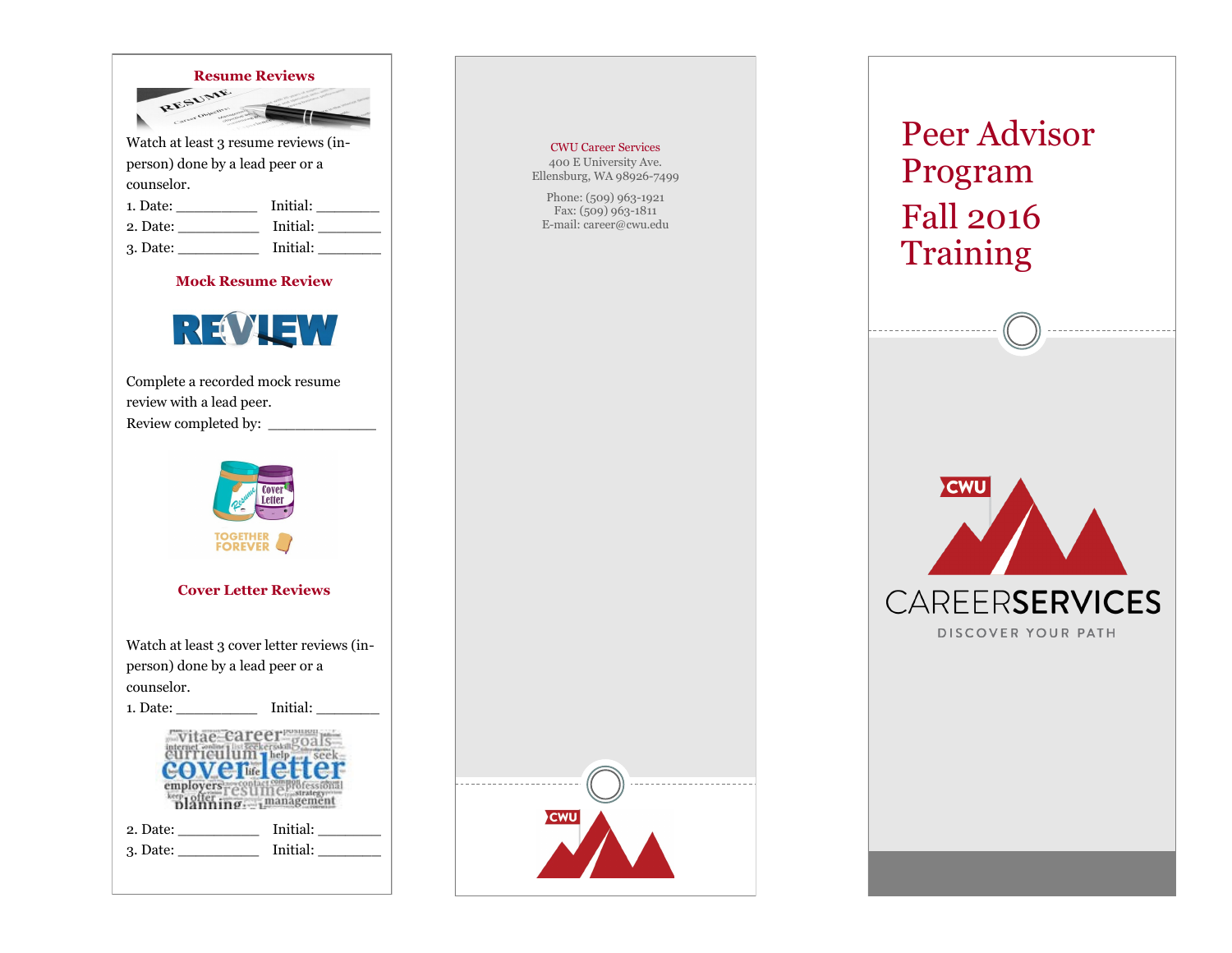## Resume Reviews

Watch at least 3 resume reviews (in-person) done by a lead peer or a counselor.

1. Date: __________ Initial: ________
2. Date: __________ Initial: ________
3. Date: __________ Initial: ________

## Mock Resume Review

Complete a recorded mock resume review with a lead peer.

Review completed by: _____________

## Cover Letter Reviews

Watch at least 3 cover letter reviews (in-person) done by a lead peer or a counselor.

1. Date: __________ Initial: ________
2. Date: __________ Initial: ________
3. Date: __________ Initial: ________

CWU Career Services
400 E University Ave.
Ellensburg, WA 98926-7499

Phone: (509) 963-1921
Fax: (509) 963-1811
E-mail: career@cwu.edu

# Peer Advisor Program

# Fall 2016 Training

CWU CAREERSERVICES

DISCOVER YOUR PATH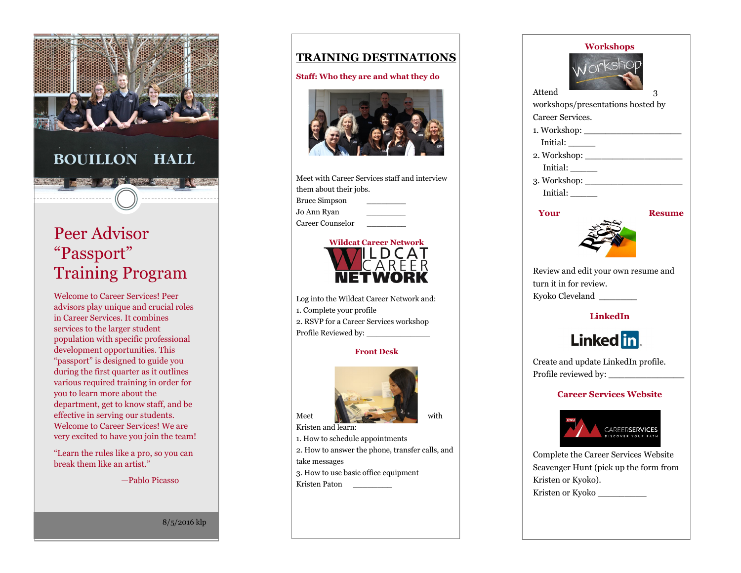# Peer Advisor "Passport" Training Program

Welcome to Career Services! Peer advisors play unique and crucial roles in Career Services. It combines services to the larger student population with specific professional development opportunities. This "passport" is designed to guide you during the first quarter as it outlines various required training in order for you to learn more about the department, get to know staff, and be effective in serving our students. Welcome to Career Services! We are very excited to have you join the team!

"Learn the rules like a pro, so you can break them like an artist."

—Pablo Picasso

8/5/2016 klp

## TRAINING DESTINATIONS

### Staff: Who they are and what they do

Meet with Career Services staff and interview them about their jobs.

Bruce Simpson _________

Jo Ann Ryan _________

Career Counselor _________

### Wildcat Career Network

Log into the Wildcat Career Network and:

1. Complete your profile
2. RSVP for a Career Services workshop

Profile Reviewed by: _______________

### Front Desk

Meet with Kristen and learn:

1. How to schedule appointments
2. How to answer the phone, transfer calls, and take messages
3. How to use basic office equipment

Kristen Paton _________

### Workshops

Attend 3 workshops/presentations hosted by Career Services.

1. Workshop: _____________________
   Initial: ______
2. Workshop: _____________________
   Initial: ______
3. Workshop: _____________________
   Initial: ______

### Your Resume

Review and edit your own resume and turn it in for review.

Kyoko Cleveland ________

### LinkedIn

Create and update LinkedIn profile.

Profile reviewed by: ________________

### Career Services Website

Complete the Career Services Website Scavenger Hunt (pick up the form from Kristen or Kyoko).

Kristen or Kyoko __________